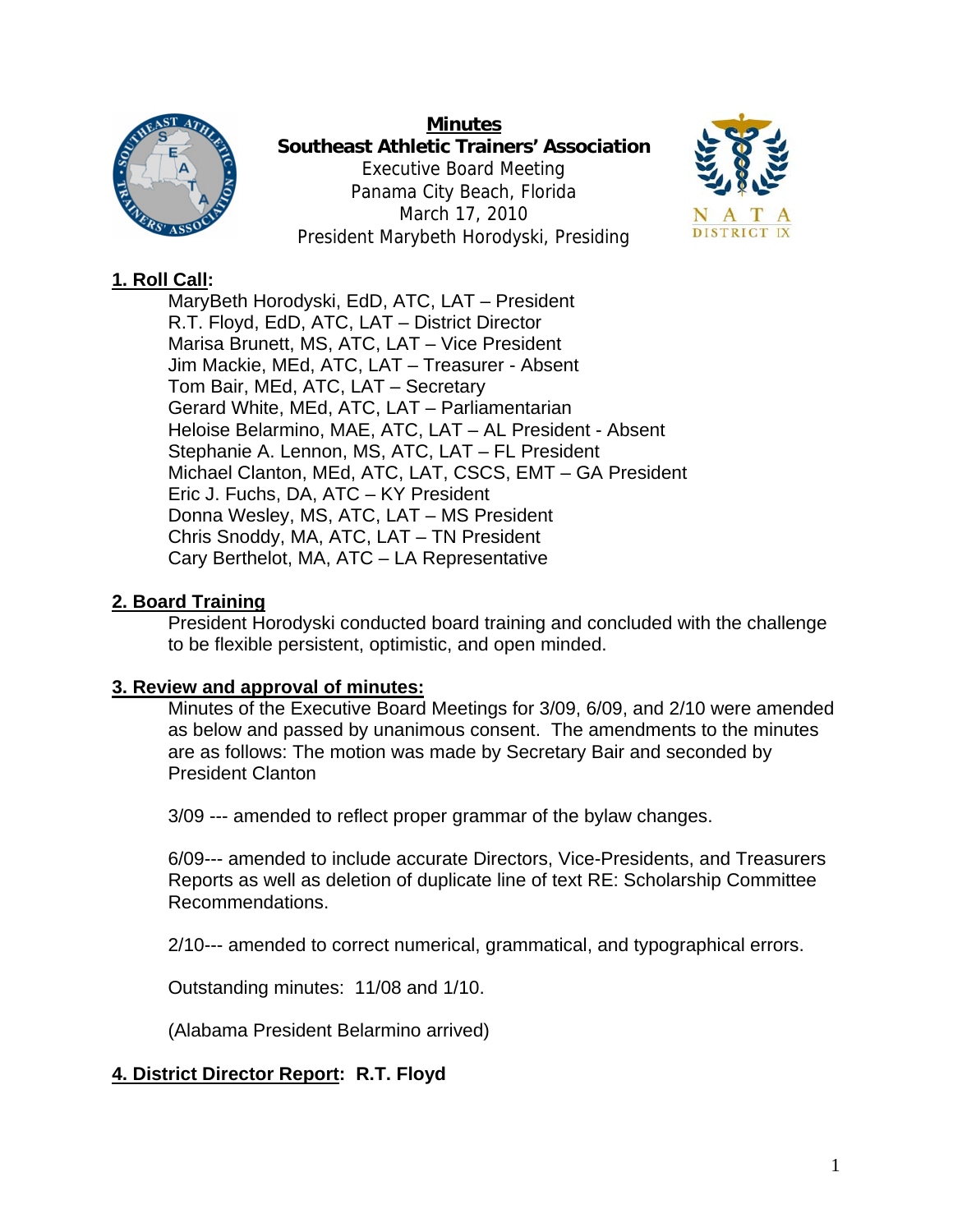# Minutes

## Southeast Athletic Trainers' Association

Executive Board Meeting
Panama City Beach, Florida
March 17, 2010
President Marybeth Horodyski, Presiding

## 1. Roll Call:

MaryBeth Horodyski, EdD, ATC, LAT – President
R.T. Floyd, EdD, ATC, LAT – District Director
Marisa Brunett, MS, ATC, LAT – Vice President
Jim Mackie, MEd, ATC, LAT – Treasurer - Absent
Tom Bair, MEd, ATC, LAT – Secretary
Gerard White, MEd, ATC, LAT – Parliamentarian
Heloise Belarmino, MAE, ATC, LAT – AL President - Absent
Stephanie A. Lennon, MS, ATC, LAT – FL President
Michael Clanton, MEd, ATC, LAT, CSCS, EMT – GA President
Eric J. Fuchs, DA, ATC – KY President
Donna Wesley, MS, ATC, LAT – MS President
Chris Snoddy, MA, ATC, LAT – TN President
Cary Berthelot, MA, ATC – LA Representative

## 2. Board Training

President Horodyski conducted board training and concluded with the challenge to be flexible persistent, optimistic, and open minded.

## 3. Review and approval of minutes:

Minutes of the Executive Board Meetings for 3/09, 6/09, and 2/10 were amended as below and passed by unanimous consent. The amendments to the minutes are as follows: The motion was made by Secretary Bair and seconded by President Clanton

3/09 --- amended to reflect proper grammar of the bylaw changes.

6/09--- amended to include accurate Directors, Vice-Presidents, and Treasurers Reports as well as deletion of duplicate line of text RE: Scholarship Committee Recommendations.

2/10--- amended to correct numerical, grammatical, and typographical errors.

Outstanding minutes: 11/08 and 1/10.

(Alabama President Belarmino arrived)

## 4. District Director Report: R.T. Floyd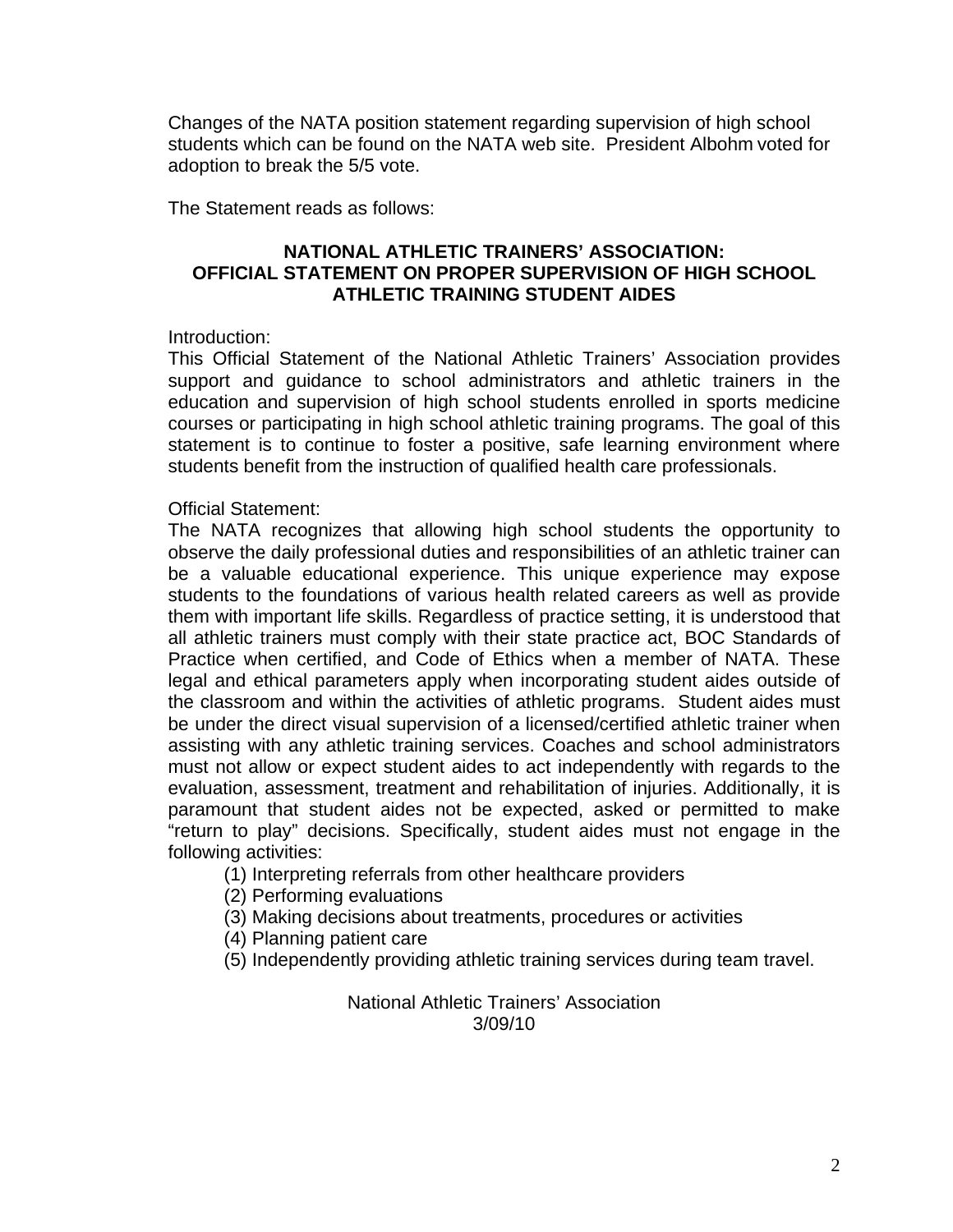Changes of the NATA position statement regarding supervision of high school students which can be found on the NATA web site. President Albohm voted for adoption to break the 5/5 vote.

The Statement reads as follows:

**NATIONAL ATHLETIC TRAINERS' ASSOCIATION:**
**OFFICIAL STATEMENT ON PROPER SUPERVISION OF HIGH SCHOOL ATHLETIC TRAINING STUDENT AIDES**

Introduction:
This Official Statement of the National Athletic Trainers' Association provides support and guidance to school administrators and athletic trainers in the education and supervision of high school students enrolled in sports medicine courses or participating in high school athletic training programs. The goal of this statement is to continue to foster a positive, safe learning environment where students benefit from the instruction of qualified health care professionals.

Official Statement:
The NATA recognizes that allowing high school students the opportunity to observe the daily professional duties and responsibilities of an athletic trainer can be a valuable educational experience. This unique experience may expose students to the foundations of various health related careers as well as provide them with important life skills. Regardless of practice setting, it is understood that all athletic trainers must comply with their state practice act, BOC Standards of Practice when certified, and Code of Ethics when a member of NATA. These legal and ethical parameters apply when incorporating student aides outside of the classroom and within the activities of athletic programs. Student aides must be under the direct visual supervision of a licensed/certified athletic trainer when assisting with any athletic training services. Coaches and school administrators must not allow or expect student aides to act independently with regards to the evaluation, assessment, treatment and rehabilitation of injuries. Additionally, it is paramount that student aides not be expected, asked or permitted to make "return to play" decisions. Specifically, student aides must not engage in the following activities:

(1) Interpreting referrals from other healthcare providers
(2) Performing evaluations
(3) Making decisions about treatments, procedures or activities
(4) Planning patient care
(5) Independently providing athletic training services during team travel.

National Athletic Trainers' Association
3/09/10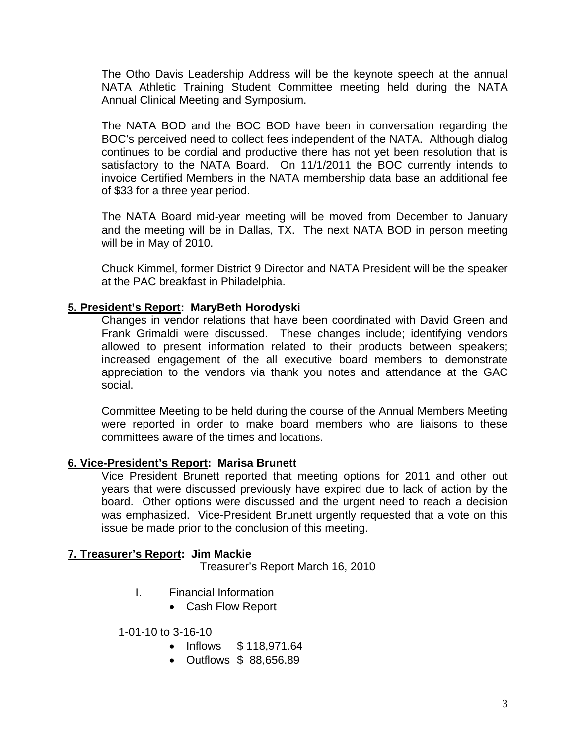The Otho Davis Leadership Address will be the keynote speech at the annual NATA Athletic Training Student Committee meeting held during the NATA Annual Clinical Meeting and Symposium.

The NATA BOD and the BOC BOD have been in conversation regarding the BOC's perceived need to collect fees independent of the NATA. Although dialog continues to be cordial and productive there has not yet been resolution that is satisfactory to the NATA Board. On 11/1/2011 the BOC currently intends to invoice Certified Members in the NATA membership data base an additional fee of $33 for a three year period.

The NATA Board mid-year meeting will be moved from December to January and the meeting will be in Dallas, TX. The next NATA BOD in person meeting will be in May of 2010.

Chuck Kimmel, former District 9 Director and NATA President will be the speaker at the PAC breakfast in Philadelphia.

**<u>5. President's Report</u>: MaryBeth Horodyski**

Changes in vendor relations that have been coordinated with David Green and Frank Grimaldi were discussed. These changes include; identifying vendors allowed to present information related to their products between speakers; increased engagement of the all executive board members to demonstrate appreciation to the vendors via thank you notes and attendance at the GAC social.

Committee Meeting to be held during the course of the Annual Members Meeting were reported in order to make board members who are liaisons to these committees aware of the times and locations.

**<u>6. Vice-President's Report</u>: Marisa Brunett**

Vice President Brunett reported that meeting options for 2011 and other out years that were discussed previously have expired due to lack of action by the board. Other options were discussed and the urgent need to reach a decision was emphasized. Vice-President Brunett urgently requested that a vote on this issue be made prior to the conclusion of this meeting.

**<u>7. Treasurer's Report</u>: Jim Mackie**

Treasurer's Report March 16, 2010

I. Financial Information
   - Cash Flow Report

1-01-10 to 3-16-10

- Inflows $ 118,971.64
- Outflows $ 88,656.89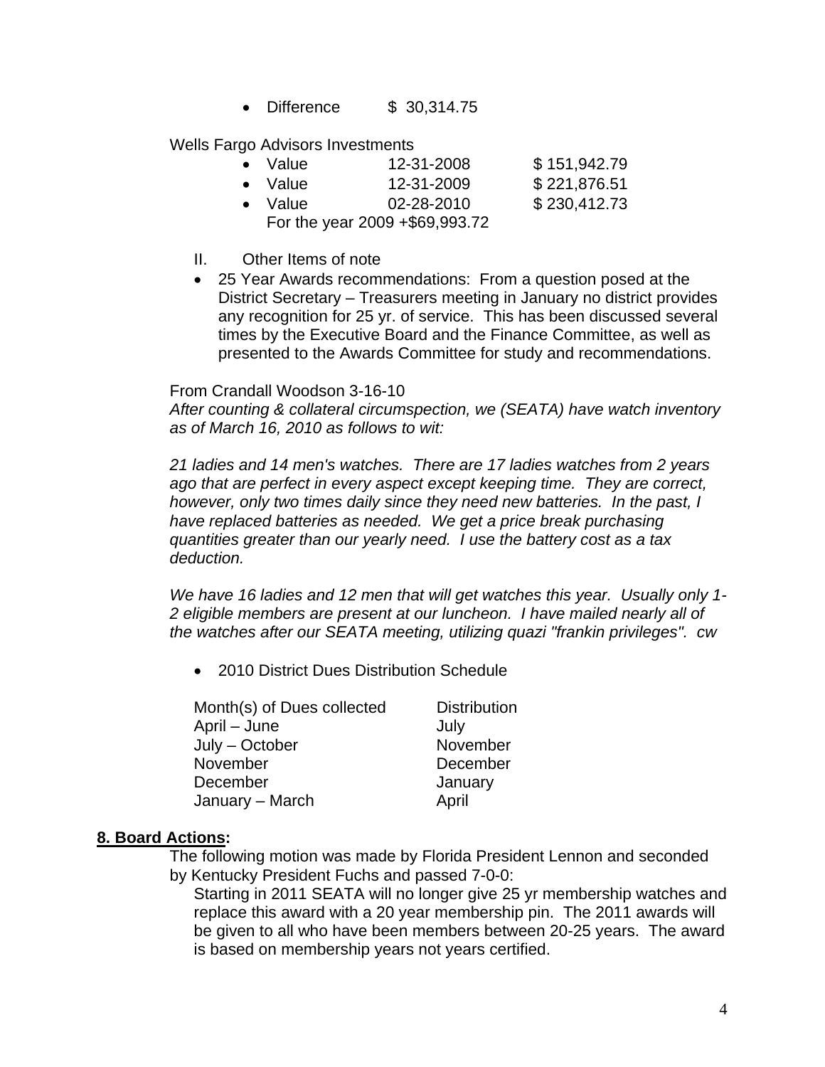- Difference $ 30,314.75

Wells Fargo Advisors Investments

- Value 12-31-2008 $ 151,942.79
- Value 12-31-2009 $ 221,876.51
- Value 02-28-2010 $ 230,412.73

  For the year 2009 +$69,993.72

II. Other Items of note

- 25 Year Awards recommendations: From a question posed at the District Secretary – Treasurers meeting in January no district provides any recognition for 25 yr. of service. This has been discussed several times by the Executive Board and the Finance Committee, as well as presented to the Awards Committee for study and recommendations.

From Crandall Woodson 3-16-10

*After counting & collateral circumspection, we (SEATA) have watch inventory as of March 16, 2010 as follows to wit:*

*21 ladies and 14 men's watches. There are 17 ladies watches from 2 years ago that are perfect in every aspect except keeping time. They are correct, however, only two times daily since they need new batteries. In the past, I have replaced batteries as needed. We get a price break purchasing quantities greater than our yearly need. I use the battery cost as a tax deduction.*

*We have 16 ladies and 12 men that will get watches this year. Usually only 1-2 eligible members are present at our luncheon. I have mailed nearly all of the watches after our SEATA meeting, utilizing quazi "frankin privileges". cw*

- 2010 District Dues Distribution Schedule

| Month(s) of Dues collected | Distribution |
|---|---|
| April – June | July |
| July – October | November |
| November | December |
| December | January |
| January – March | April |

## 8. Board Actions:

The following motion was made by Florida President Lennon and seconded by Kentucky President Fuchs and passed 7-0-0:

Starting in 2011 SEATA will no longer give 25 yr membership watches and replace this award with a 20 year membership pin. The 2011 awards will be given to all who have been members between 20-25 years. The award is based on membership years not years certified.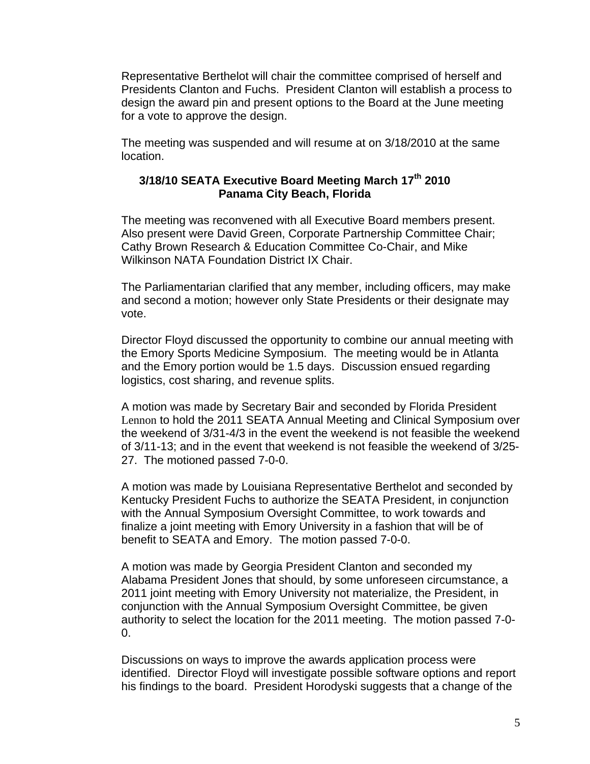Representative Berthelot will chair the committee comprised of herself and Presidents Clanton and Fuchs. President Clanton will establish a process to design the award pin and present options to the Board at the June meeting for a vote to approve the design.

The meeting was suspended and will resume at on 3/18/2010 at the same location.

**3/18/10 SEATA Executive Board Meeting March 17th 2010**
**Panama City Beach, Florida**

The meeting was reconvened with all Executive Board members present. Also present were David Green, Corporate Partnership Committee Chair; Cathy Brown Research & Education Committee Co-Chair, and Mike Wilkinson NATA Foundation District IX Chair.

The Parliamentarian clarified that any member, including officers, may make and second a motion; however only State Presidents or their designate may vote.

Director Floyd discussed the opportunity to combine our annual meeting with the Emory Sports Medicine Symposium. The meeting would be in Atlanta and the Emory portion would be 1.5 days. Discussion ensued regarding logistics, cost sharing, and revenue splits.

A motion was made by Secretary Bair and seconded by Florida President Lennon to hold the 2011 SEATA Annual Meeting and Clinical Symposium over the weekend of 3/31-4/3 in the event the weekend is not feasible the weekend of 3/11-13; and in the event that weekend is not feasible the weekend of 3/25-27. The motioned passed 7-0-0.

A motion was made by Louisiana Representative Berthelot and seconded by Kentucky President Fuchs to authorize the SEATA President, in conjunction with the Annual Symposium Oversight Committee, to work towards and finalize a joint meeting with Emory University in a fashion that will be of benefit to SEATA and Emory. The motion passed 7-0-0.

A motion was made by Georgia President Clanton and seconded my Alabama President Jones that should, by some unforeseen circumstance, a 2011 joint meeting with Emory University not materialize, the President, in conjunction with the Annual Symposium Oversight Committee, be given authority to select the location for the 2011 meeting. The motion passed 7-0-0.

Discussions on ways to improve the awards application process were identified. Director Floyd will investigate possible software options and report his findings to the board. President Horodyski suggests that a change of the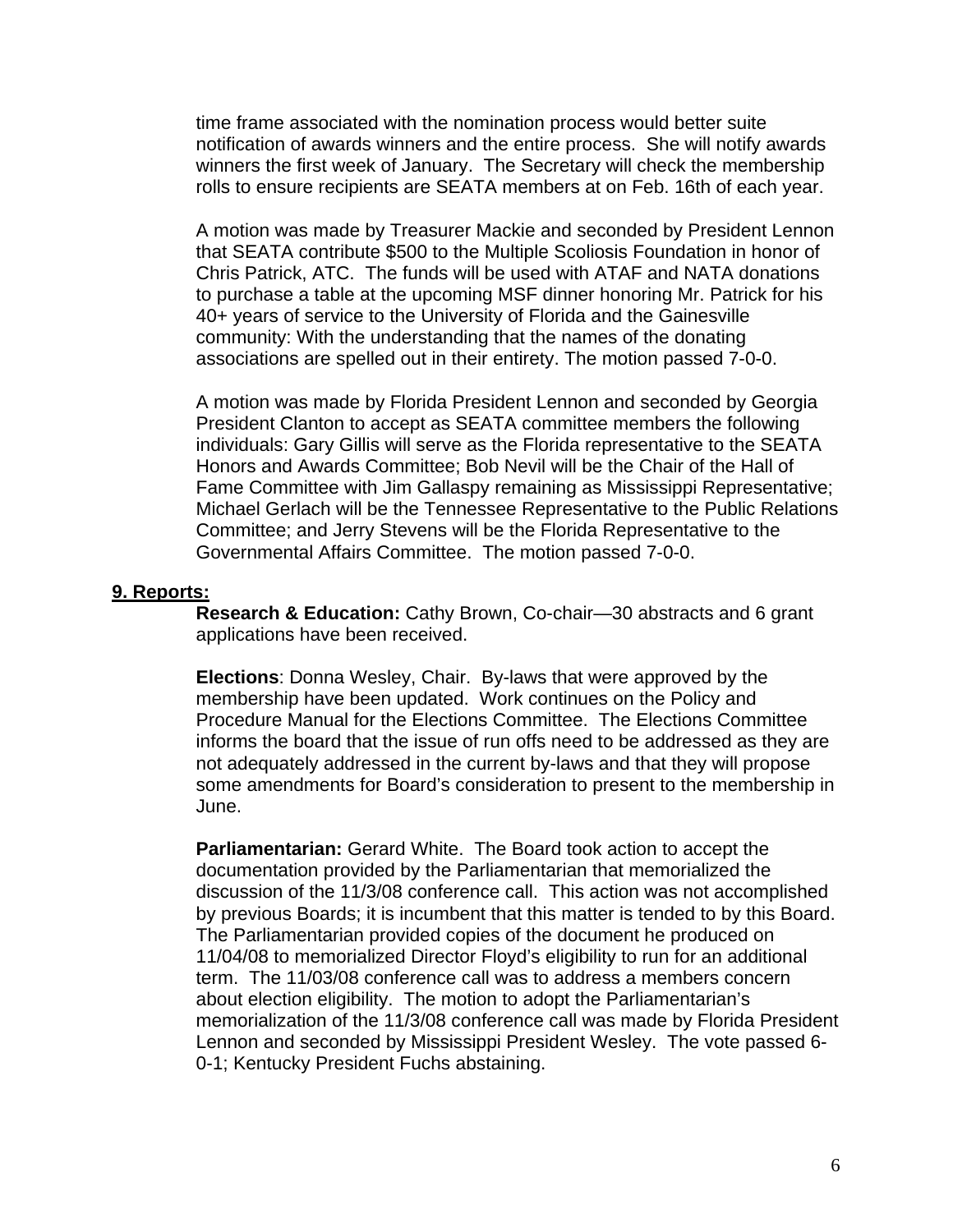time frame associated with the nomination process would better suite notification of awards winners and the entire process. She will notify awards winners the first week of January. The Secretary will check the membership rolls to ensure recipients are SEATA members at on Feb. 16th of each year.

A motion was made by Treasurer Mackie and seconded by President Lennon that SEATA contribute $500 to the Multiple Scoliosis Foundation in honor of Chris Patrick, ATC. The funds will be used with ATAF and NATA donations to purchase a table at the upcoming MSF dinner honoring Mr. Patrick for his 40+ years of service to the University of Florida and the Gainesville community: With the understanding that the names of the donating associations are spelled out in their entirety. The motion passed 7-0-0.

A motion was made by Florida President Lennon and seconded by Georgia President Clanton to accept as SEATA committee members the following individuals: Gary Gillis will serve as the Florida representative to the SEATA Honors and Awards Committee; Bob Nevil will be the Chair of the Hall of Fame Committee with Jim Gallaspy remaining as Mississippi Representative; Michael Gerlach will be the Tennessee Representative to the Public Relations Committee; and Jerry Stevens will be the Florida Representative to the Governmental Affairs Committee. The motion passed 7-0-0.

**9. Reports:**

**Research & Education:** Cathy Brown, Co-chair—30 abstracts and 6 grant applications have been received.

**Elections**: Donna Wesley, Chair. By-laws that were approved by the membership have been updated. Work continues on the Policy and Procedure Manual for the Elections Committee. The Elections Committee informs the board that the issue of run offs need to be addressed as they are not adequately addressed in the current by-laws and that they will propose some amendments for Board's consideration to present to the membership in June.

**Parliamentarian:** Gerard White. The Board took action to accept the documentation provided by the Parliamentarian that memorialized the discussion of the 11/3/08 conference call. This action was not accomplished by previous Boards; it is incumbent that this matter is tended to by this Board. The Parliamentarian provided copies of the document he produced on 11/04/08 to memorialized Director Floyd's eligibility to run for an additional term. The 11/03/08 conference call was to address a members concern about election eligibility. The motion to adopt the Parliamentarian's memorialization of the 11/3/08 conference call was made by Florida President Lennon and seconded by Mississippi President Wesley. The vote passed 6-0-1; Kentucky President Fuchs abstaining.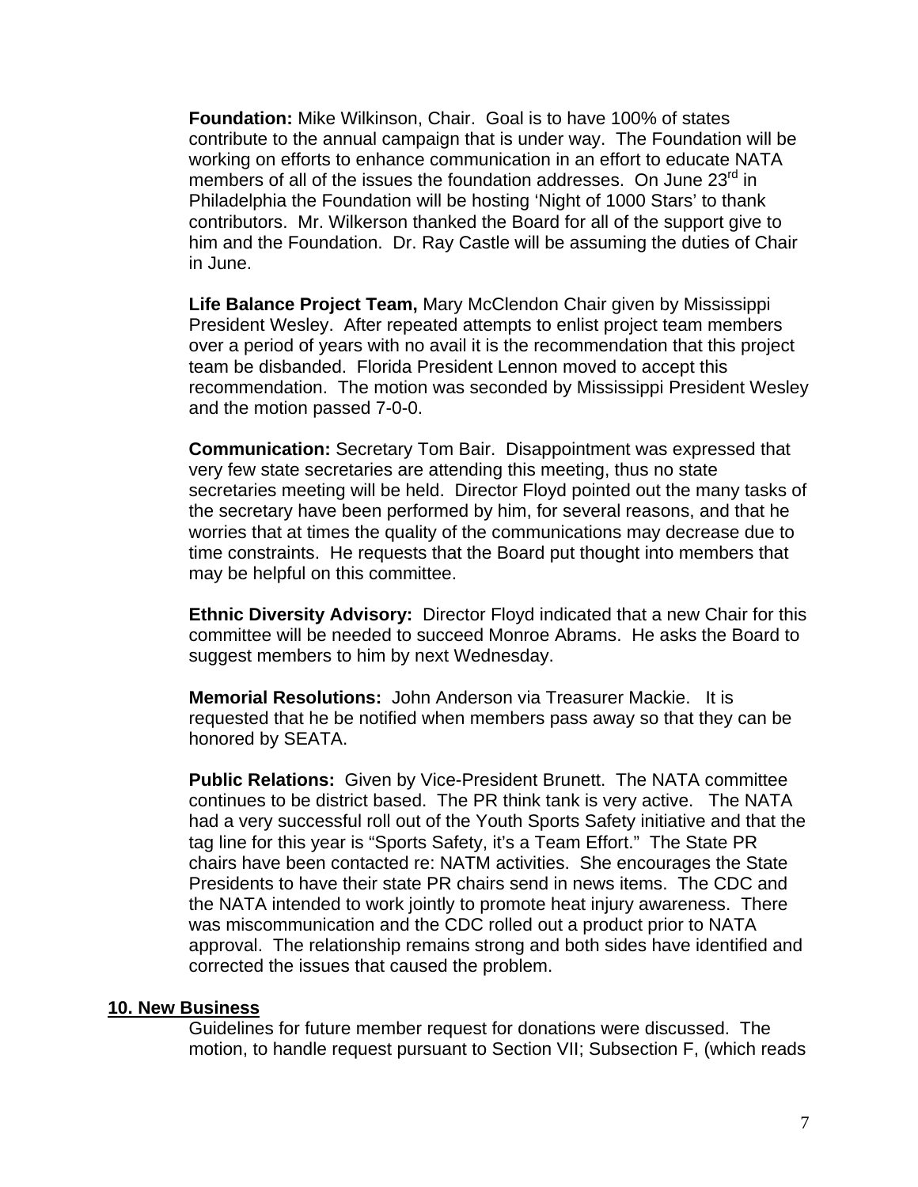**Foundation:** Mike Wilkinson, Chair. Goal is to have 100% of states contribute to the annual campaign that is under way. The Foundation will be working on efforts to enhance communication in an effort to educate NATA members of all of the issues the foundation addresses. On June 23rd in Philadelphia the Foundation will be hosting 'Night of 1000 Stars' to thank contributors. Mr. Wilkerson thanked the Board for all of the support give to him and the Foundation. Dr. Ray Castle will be assuming the duties of Chair in June.

**Life Balance Project Team,** Mary McClendon Chair given by Mississippi President Wesley. After repeated attempts to enlist project team members over a period of years with no avail it is the recommendation that this project team be disbanded. Florida President Lennon moved to accept this recommendation. The motion was seconded by Mississippi President Wesley and the motion passed 7-0-0.

**Communication:** Secretary Tom Bair. Disappointment was expressed that very few state secretaries are attending this meeting, thus no state secretaries meeting will be held. Director Floyd pointed out the many tasks of the secretary have been performed by him, for several reasons, and that he worries that at times the quality of the communications may decrease due to time constraints. He requests that the Board put thought into members that may be helpful on this committee.

**Ethnic Diversity Advisory:** Director Floyd indicated that a new Chair for this committee will be needed to succeed Monroe Abrams. He asks the Board to suggest members to him by next Wednesday.

**Memorial Resolutions:** John Anderson via Treasurer Mackie. It is requested that he be notified when members pass away so that they can be honored by SEATA.

**Public Relations:** Given by Vice-President Brunett. The NATA committee continues to be district based. The PR think tank is very active. The NATA had a very successful roll out of the Youth Sports Safety initiative and that the tag line for this year is "Sports Safety, it's a Team Effort." The State PR chairs have been contacted re: NATM activities. She encourages the State Presidents to have their state PR chairs send in news items. The CDC and the NATA intended to work jointly to promote heat injury awareness. There was miscommunication and the CDC rolled out a product prior to NATA approval. The relationship remains strong and both sides have identified and corrected the issues that caused the problem.

## 10. New Business

Guidelines for future member request for donations were discussed. The motion, to handle request pursuant to Section VII; Subsection F, (which reads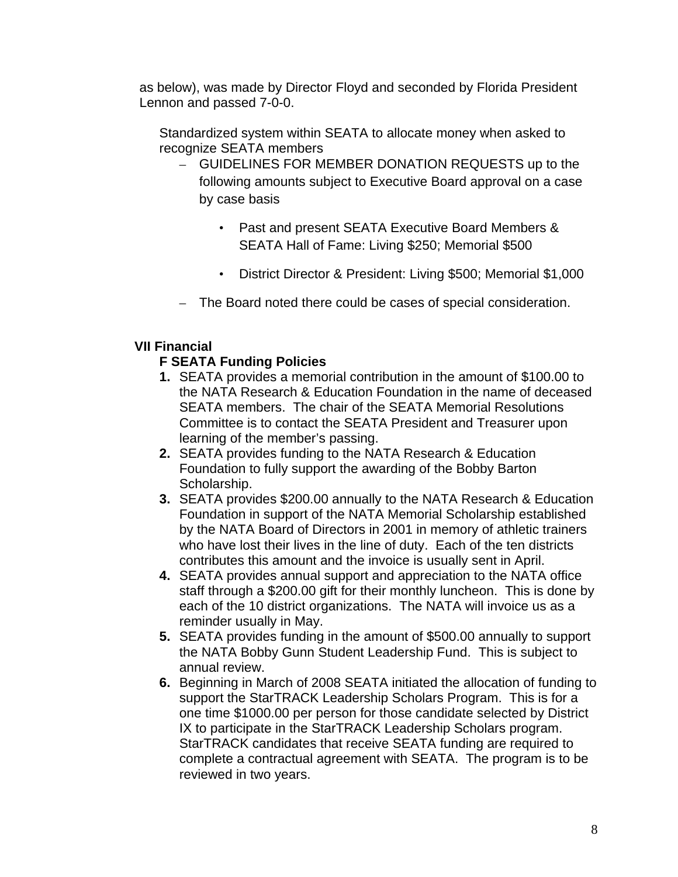as below), was made by Director Floyd and seconded by Florida President Lennon and passed 7-0-0.

Standardized system within SEATA to allocate money when asked to recognize SEATA members

- GUIDELINES FOR MEMBER DONATION REQUESTS up to the following amounts subject to Executive Board approval on a case by case basis
  - Past and present SEATA Executive Board Members & SEATA Hall of Fame: Living $250; Memorial $500
  - District Director & President: Living $500; Memorial $1,000
- The Board noted there could be cases of special consideration.

**VII Financial**

**F SEATA Funding Policies**

1. SEATA provides a memorial contribution in the amount of $100.00 to the NATA Research & Education Foundation in the name of deceased SEATA members. The chair of the SEATA Memorial Resolutions Committee is to contact the SEATA President and Treasurer upon learning of the member's passing.
2. SEATA provides funding to the NATA Research & Education Foundation to fully support the awarding of the Bobby Barton Scholarship.
3. SEATA provides $200.00 annually to the NATA Research & Education Foundation in support of the NATA Memorial Scholarship established by the NATA Board of Directors in 2001 in memory of athletic trainers who have lost their lives in the line of duty. Each of the ten districts contributes this amount and the invoice is usually sent in April.
4. SEATA provides annual support and appreciation to the NATA office staff through a $200.00 gift for their monthly luncheon. This is done by each of the 10 district organizations. The NATA will invoice us as a reminder usually in May.
5. SEATA provides funding in the amount of $500.00 annually to support the NATA Bobby Gunn Student Leadership Fund. This is subject to annual review.
6. Beginning in March of 2008 SEATA initiated the allocation of funding to support the StarTRACK Leadership Scholars Program. This is for a one time $1000.00 per person for those candidate selected by District IX to participate in the StarTRACK Leadership Scholars program. StarTRACK candidates that receive SEATA funding are required to complete a contractual agreement with SEATA. The program is to be reviewed in two years.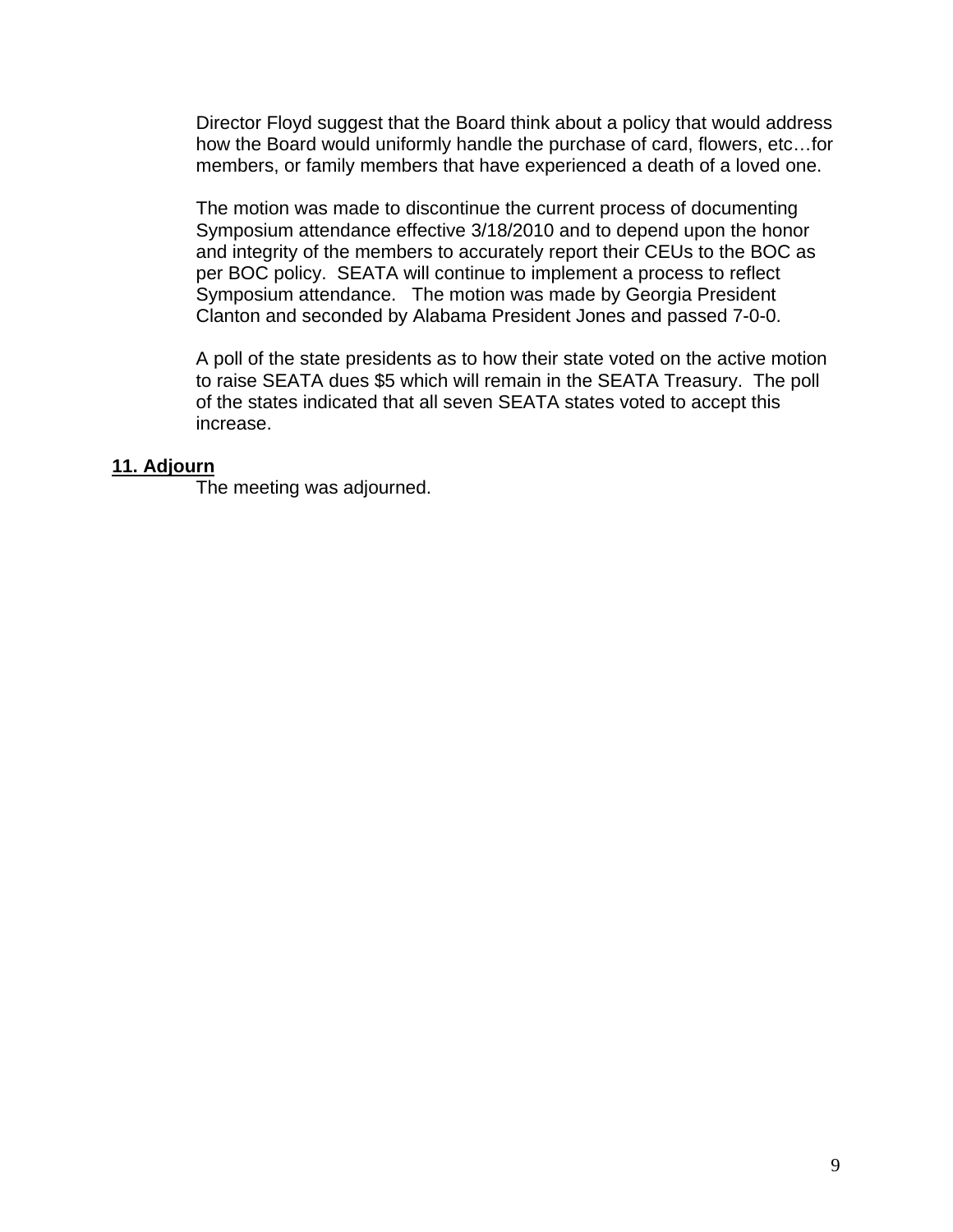Director Floyd suggest that the Board think about a policy that would address how the Board would uniformly handle the purchase of card, flowers, etc…for members, or family members that have experienced a death of a loved one.

The motion was made to discontinue the current process of documenting Symposium attendance effective 3/18/2010 and to depend upon the honor and integrity of the members to accurately report their CEUs to the BOC as per BOC policy. SEATA will continue to implement a process to reflect Symposium attendance. The motion was made by Georgia President Clanton and seconded by Alabama President Jones and passed 7-0-0.

A poll of the state presidents as to how their state voted on the active motion to raise SEATA dues $5 which will remain in the SEATA Treasury. The poll of the states indicated that all seven SEATA states voted to accept this increase.

**11. Adjourn**

The meeting was adjourned.